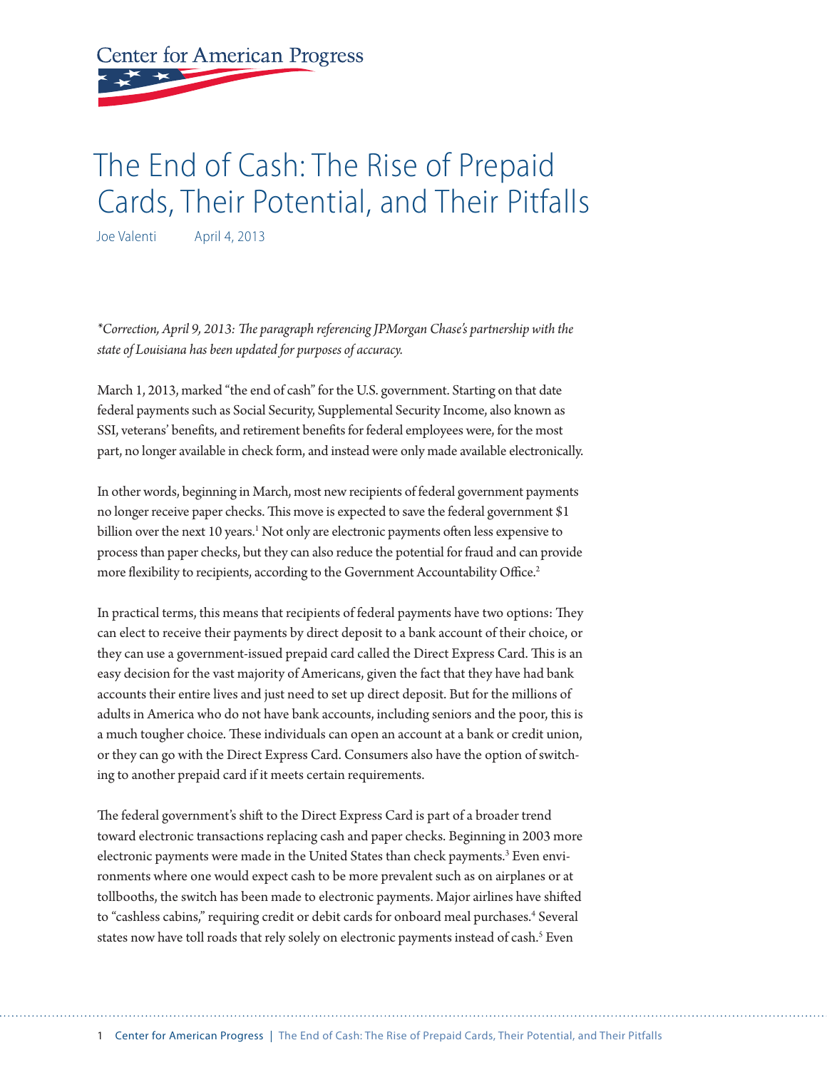Center for American Progress

# The End of Cash: The Rise of Prepaid Cards, Their Potential, and Their Pitfalls

Joe Valenti April 4, 2013

*\*Correction, April 9, 2013: The paragraph referencing JPMorgan Chase's partnership with the state of Louisiana has been updated for purposes of accuracy.*

March 1, 2013, marked "the end of cash" for the U.S. government. Starting on that date federal payments such as Social Security, Supplemental Security Income, also known as SSI, veterans' benefits, and retirement benefits for federal employees were, for the most part, no longer available in check form, and instead were only made available electronically.

In other words, beginning in March, most new recipients of federal government payments no longer receive paper checks. This move is expected to save the federal government $1 billion over the next 10 years.[1] Not only are electronic payments often less expensive to process than paper checks, but they can also reduce the potential for fraud and can provide more flexibility to recipients, according to the Government Accountability Office.[2]

In practical terms, this means that recipients of federal payments have two options: They can elect to receive their payments by direct deposit to a bank account of their choice, or they can use a government-issued prepaid card called the Direct Express Card. This is an easy decision for the vast majority of Americans, given the fact that they have had bank accounts their entire lives and just need to set up direct deposit. But for the millions of adults in America who do not have bank accounts, including seniors and the poor, this is a much tougher choice. These individuals can open an account at a bank or credit union, or they can go with the Direct Express Card. Consumers also have the option of switching to another prepaid card if it meets certain requirements.

The federal government's shift to the Direct Express Card is part of a broader trend toward electronic transactions replacing cash and paper checks. Beginning in 2003 more electronic payments were made in the United States than check payments.[3] Even environments where one would expect cash to be more prevalent such as on airplanes or at tollbooths, the switch has been made to electronic payments. Major airlines have shifted to "cashless cabins," requiring credit or debit cards for onboard meal purchases.[4] Several states now have toll roads that rely solely on electronic payments instead of cash.[5] Even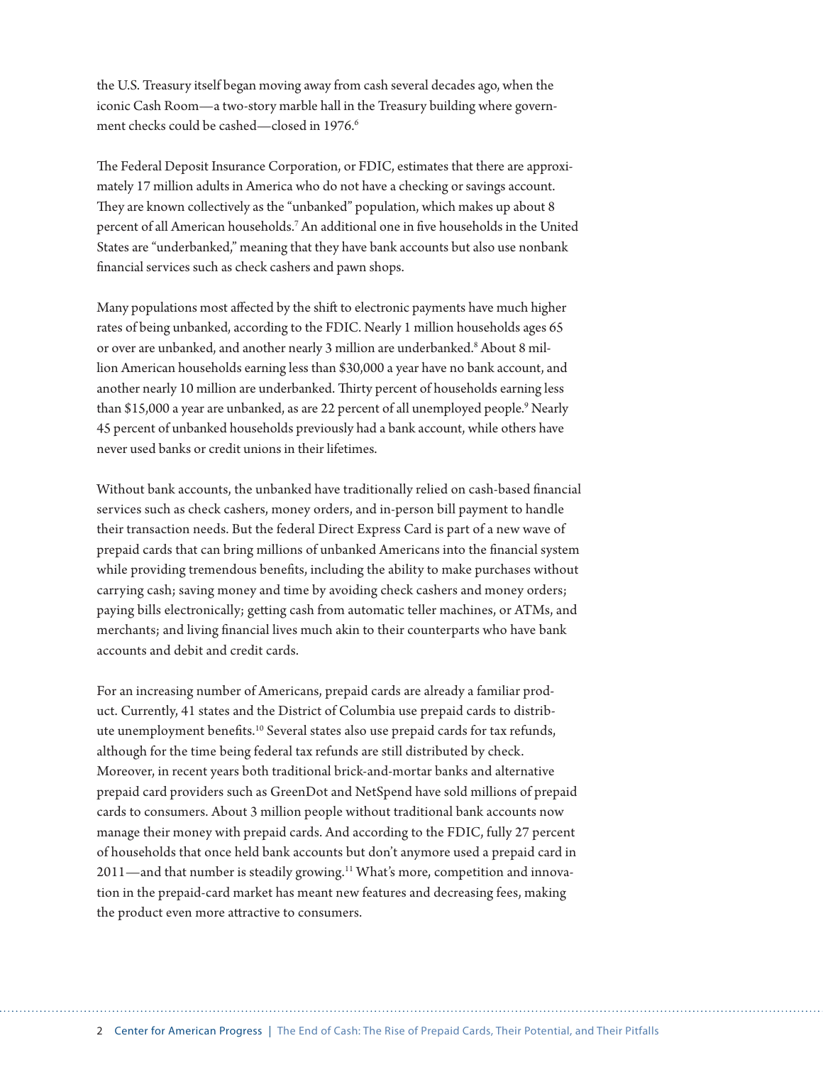the U.S. Treasury itself began moving away from cash several decades ago, when the iconic Cash Room—a two-story marble hall in the Treasury building where government checks could be cashed—closed in 1976.[6]

The Federal Deposit Insurance Corporation, or FDIC, estimates that there are approximately 17 million adults in America who do not have a checking or savings account. They are known collectively as the "unbanked" population, which makes up about 8 percent of all American households.[7] An additional one in five households in the United States are "underbanked," meaning that they have bank accounts but also use nonbank financial services such as check cashers and pawn shops.

Many populations most affected by the shift to electronic payments have much higher rates of being unbanked, according to the FDIC. Nearly 1 million households ages 65 or over are unbanked, and another nearly 3 million are underbanked.[8] About 8 million American households earning less than $30,000 a year have no bank account, and another nearly 10 million are underbanked. Thirty percent of households earning less than $15,000 a year are unbanked, as are 22 percent of all unemployed people.[9] Nearly 45 percent of unbanked households previously had a bank account, while others have never used banks or credit unions in their lifetimes.

Without bank accounts, the unbanked have traditionally relied on cash-based financial services such as check cashers, money orders, and in-person bill payment to handle their transaction needs. But the federal Direct Express Card is part of a new wave of prepaid cards that can bring millions of unbanked Americans into the financial system while providing tremendous benefits, including the ability to make purchases without carrying cash; saving money and time by avoiding check cashers and money orders; paying bills electronically; getting cash from automatic teller machines, or ATMs, and merchants; and living financial lives much akin to their counterparts who have bank accounts and debit and credit cards.

For an increasing number of Americans, prepaid cards are already a familiar product. Currently, 41 states and the District of Columbia use prepaid cards to distribute unemployment benefits.[10] Several states also use prepaid cards for tax refunds, although for the time being federal tax refunds are still distributed by check. Moreover, in recent years both traditional brick-and-mortar banks and alternative prepaid card providers such as GreenDot and NetSpend have sold millions of prepaid cards to consumers. About 3 million people without traditional bank accounts now manage their money with prepaid cards. And according to the FDIC, fully 27 percent of households that once held bank accounts but don't anymore used a prepaid card in 2011—and that number is steadily growing.[11] What's more, competition and innovation in the prepaid-card market has meant new features and decreasing fees, making the product even more attractive to consumers.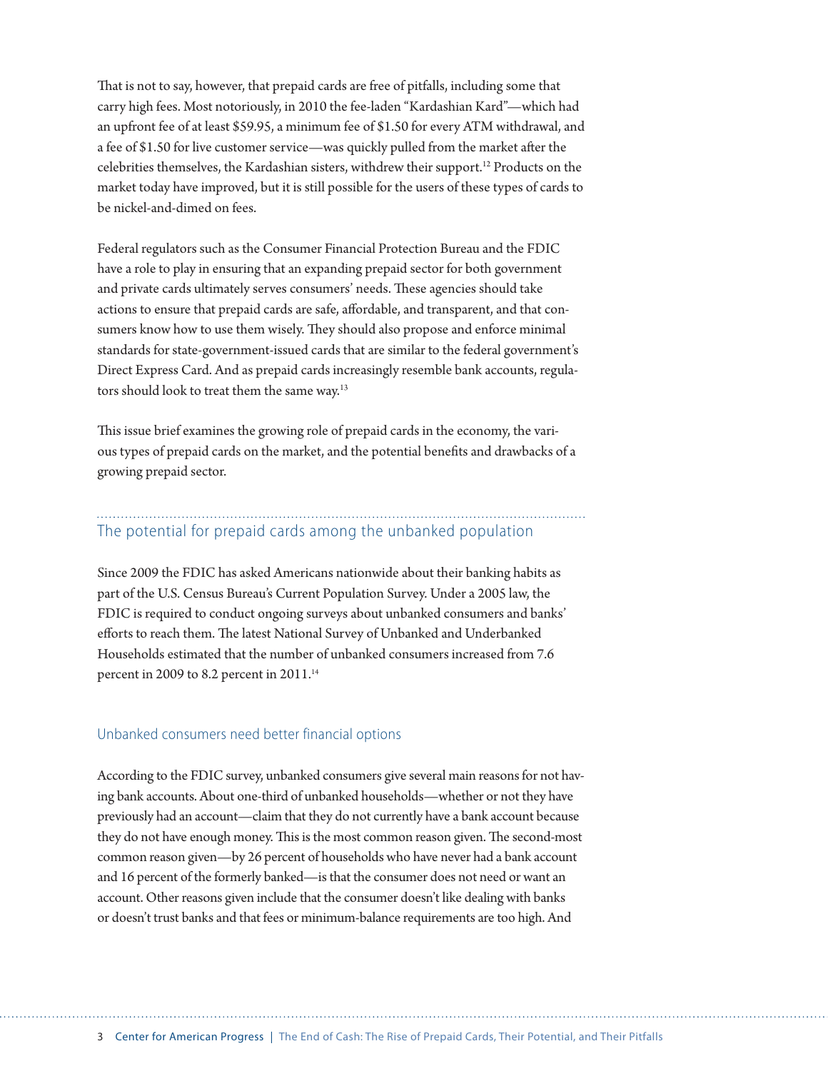That is not to say, however, that prepaid cards are free of pitfalls, including some that carry high fees. Most notoriously, in 2010 the fee-laden "Kardashian Kard"—which had an upfront fee of at least $59.95, a minimum fee of $1.50 for every ATM withdrawal, and a fee of $1.50 for live customer service—was quickly pulled from the market after the celebrities themselves, the Kardashian sisters, withdrew their support.[12] Products on the market today have improved, but it is still possible for the users of these types of cards to be nickel-and-dimed on fees.

Federal regulators such as the Consumer Financial Protection Bureau and the FDIC have a role to play in ensuring that an expanding prepaid sector for both government and private cards ultimately serves consumers' needs. These agencies should take actions to ensure that prepaid cards are safe, affordable, and transparent, and that consumers know how to use them wisely. They should also propose and enforce minimal standards for state-government-issued cards that are similar to the federal government's Direct Express Card. And as prepaid cards increasingly resemble bank accounts, regulators should look to treat them the same way.[13]

This issue brief examines the growing role of prepaid cards in the economy, the various types of prepaid cards on the market, and the potential benefits and drawbacks of a growing prepaid sector.

## The potential for prepaid cards among the unbanked population

Since 2009 the FDIC has asked Americans nationwide about their banking habits as part of the U.S. Census Bureau's Current Population Survey. Under a 2005 law, the FDIC is required to conduct ongoing surveys about unbanked consumers and banks' efforts to reach them. The latest National Survey of Unbanked and Underbanked Households estimated that the number of unbanked consumers increased from 7.6 percent in 2009 to 8.2 percent in 2011.[14]

### Unbanked consumers need better financial options

According to the FDIC survey, unbanked consumers give several main reasons for not having bank accounts. About one-third of unbanked households—whether or not they have previously had an account—claim that they do not currently have a bank account because they do not have enough money. This is the most common reason given. The second-most common reason given—by 26 percent of households who have never had a bank account and 16 percent of the formerly banked—is that the consumer does not need or want an account. Other reasons given include that the consumer doesn't like dealing with banks or doesn't trust banks and that fees or minimum-balance requirements are too high. And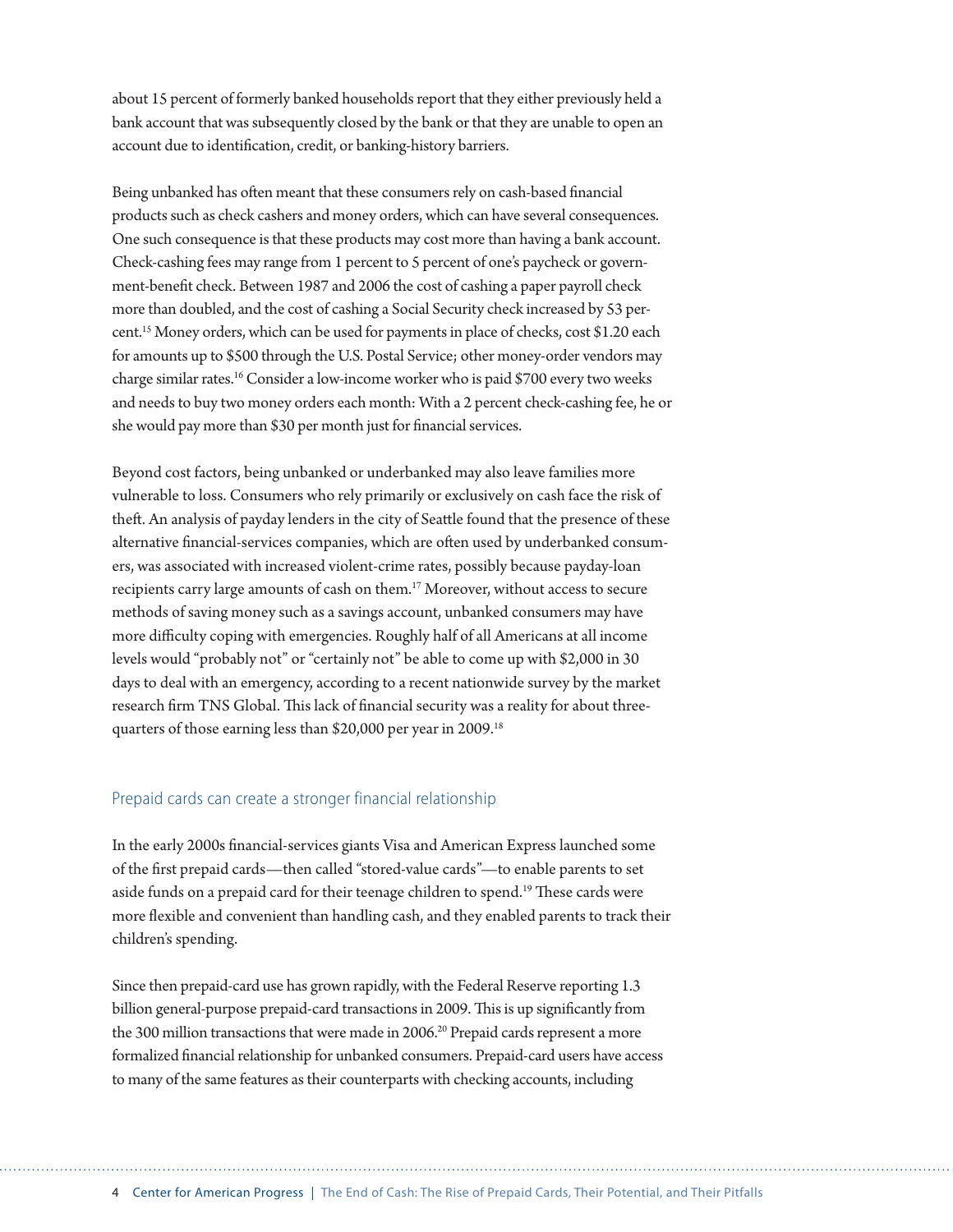about 15 percent of formerly banked households report that they either previously held a bank account that was subsequently closed by the bank or that they are unable to open an account due to identification, credit, or banking-history barriers.

Being unbanked has often meant that these consumers rely on cash-based financial products such as check cashers and money orders, which can have several consequences. One such consequence is that these products may cost more than having a bank account. Check-cashing fees may range from 1 percent to 5 percent of one's paycheck or government-benefit check. Between 1987 and 2006 the cost of cashing a paper payroll check more than doubled, and the cost of cashing a Social Security check increased by 53 percent.[15] Money orders, which can be used for payments in place of checks, cost $1.20 each for amounts up to $500 through the U.S. Postal Service; other money-order vendors may charge similar rates.[16] Consider a low-income worker who is paid $700 every two weeks and needs to buy two money orders each month: With a 2 percent check-cashing fee, he or she would pay more than $30 per month just for financial services.

Beyond cost factors, being unbanked or underbanked may also leave families more vulnerable to loss. Consumers who rely primarily or exclusively on cash face the risk of theft. An analysis of payday lenders in the city of Seattle found that the presence of these alternative financial-services companies, which are often used by underbanked consumers, was associated with increased violent-crime rates, possibly because payday-loan recipients carry large amounts of cash on them.[17] Moreover, without access to secure methods of saving money such as a savings account, unbanked consumers may have more difficulty coping with emergencies. Roughly half of all Americans at all income levels would "probably not" or "certainly not" be able to come up with $2,000 in 30 days to deal with an emergency, according to a recent nationwide survey by the market research firm TNS Global. This lack of financial security was a reality for about three-quarters of those earning less than $20,000 per year in 2009.[18]

## Prepaid cards can create a stronger financial relationship

In the early 2000s financial-services giants Visa and American Express launched some of the first prepaid cards—then called "stored-value cards"—to enable parents to set aside funds on a prepaid card for their teenage children to spend.[19] These cards were more flexible and convenient than handling cash, and they enabled parents to track their children's spending.

Since then prepaid-card use has grown rapidly, with the Federal Reserve reporting 1.3 billion general-purpose prepaid-card transactions in 2009. This is up significantly from the 300 million transactions that were made in 2006.[20] Prepaid cards represent a more formalized financial relationship for unbanked consumers. Prepaid-card users have access to many of the same features as their counterparts with checking accounts, including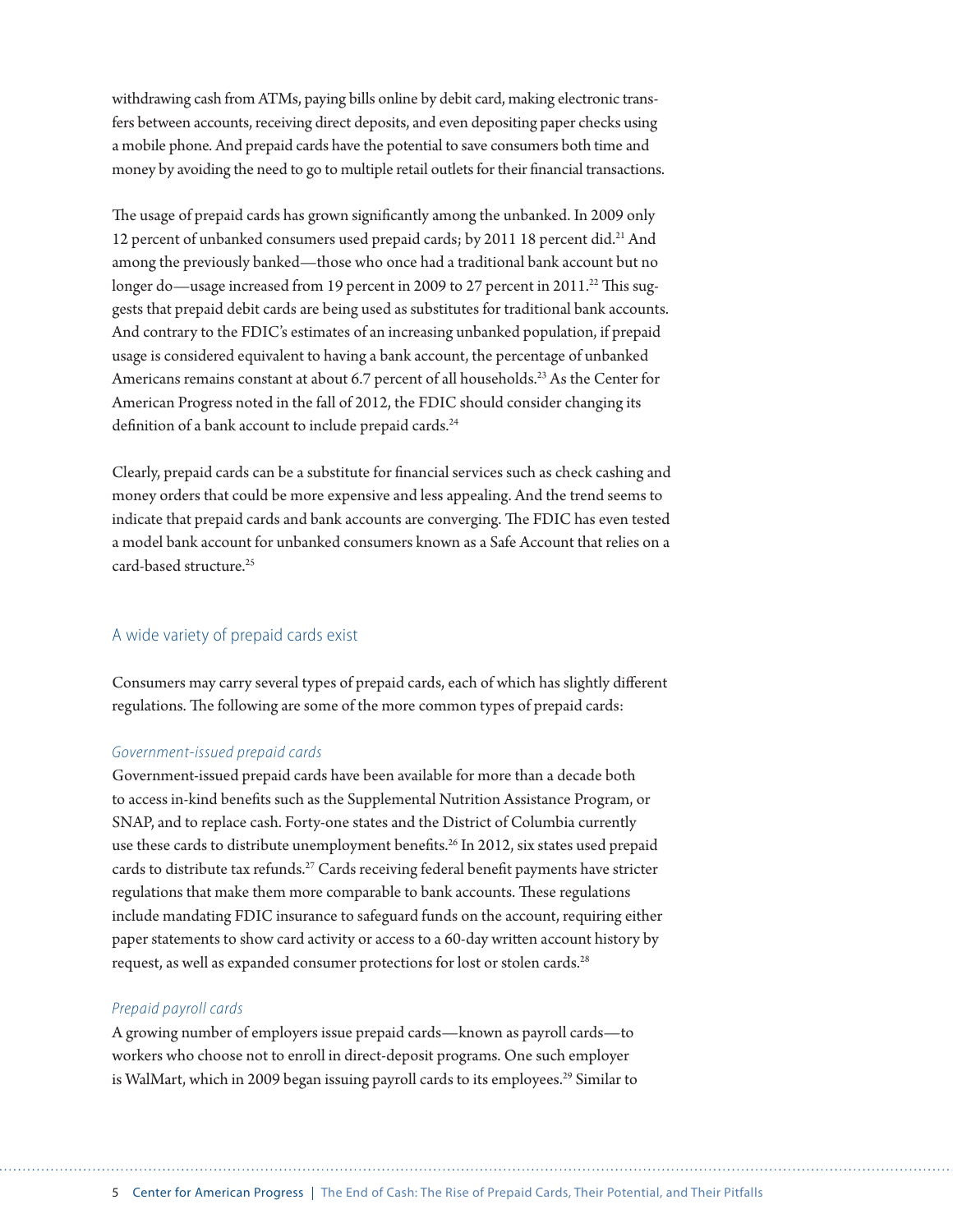withdrawing cash from ATMs, paying bills online by debit card, making electronic transfers between accounts, receiving direct deposits, and even depositing paper checks using a mobile phone. And prepaid cards have the potential to save consumers both time and money by avoiding the need to go to multiple retail outlets for their financial transactions.

The usage of prepaid cards has grown significantly among the unbanked. In 2009 only 12 percent of unbanked consumers used prepaid cards; by 2011 18 percent did.[21] And among the previously banked—those who once had a traditional bank account but no longer do—usage increased from 19 percent in 2009 to 27 percent in 2011.[22] This suggests that prepaid debit cards are being used as substitutes for traditional bank accounts. And contrary to the FDIC's estimates of an increasing unbanked population, if prepaid usage is considered equivalent to having a bank account, the percentage of unbanked Americans remains constant at about 6.7 percent of all households.[23] As the Center for American Progress noted in the fall of 2012, the FDIC should consider changing its definition of a bank account to include prepaid cards.[24]

Clearly, prepaid cards can be a substitute for financial services such as check cashing and money orders that could be more expensive and less appealing. And the trend seems to indicate that prepaid cards and bank accounts are converging. The FDIC has even tested a model bank account for unbanked consumers known as a Safe Account that relies on a card-based structure.[25]

## A wide variety of prepaid cards exist

Consumers may carry several types of prepaid cards, each of which has slightly different regulations. The following are some of the more common types of prepaid cards:

### *Government-issued prepaid cards*

Government-issued prepaid cards have been available for more than a decade both to access in-kind benefits such as the Supplemental Nutrition Assistance Program, or SNAP, and to replace cash. Forty-one states and the District of Columbia currently use these cards to distribute unemployment benefits.[26] In 2012, six states used prepaid cards to distribute tax refunds.[27] Cards receiving federal benefit payments have stricter regulations that make them more comparable to bank accounts. These regulations include mandating FDIC insurance to safeguard funds on the account, requiring either paper statements to show card activity or access to a 60-day written account history by request, as well as expanded consumer protections for lost or stolen cards.[28]

### *Prepaid payroll cards*

A growing number of employers issue prepaid cards—known as payroll cards—to workers who choose not to enroll in direct-deposit programs. One such employer is WalMart, which in 2009 began issuing payroll cards to its employees.[29] Similar to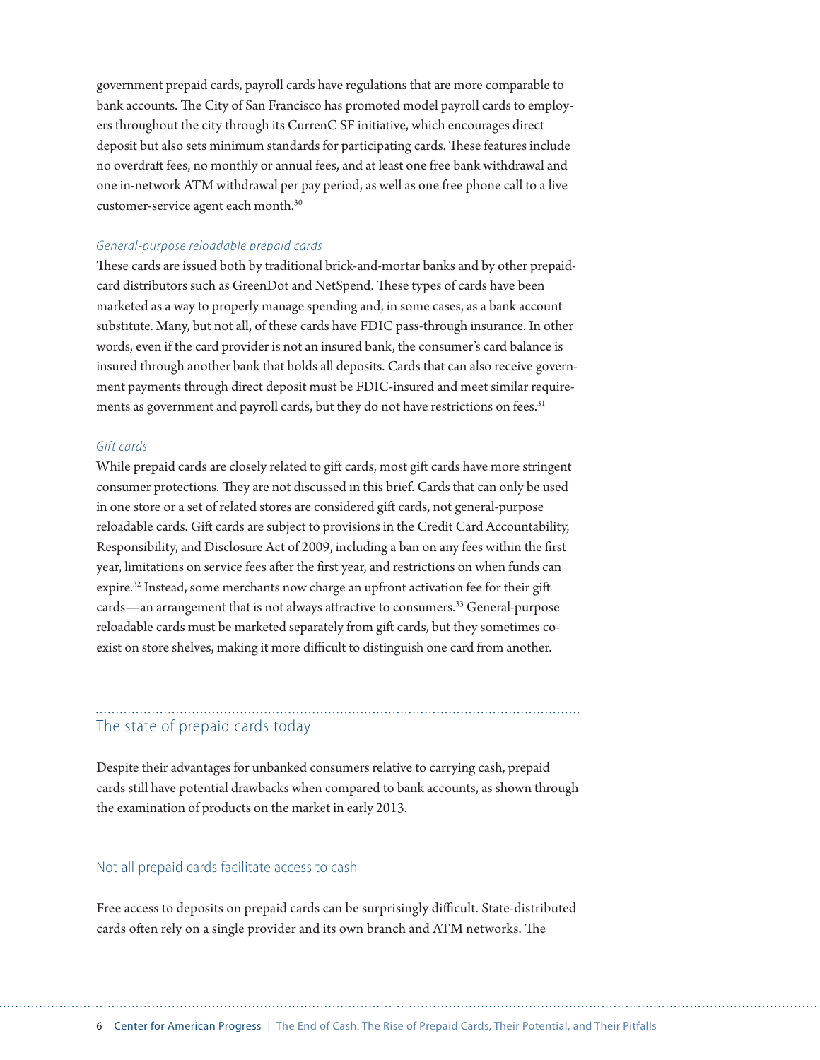government prepaid cards, payroll cards have regulations that are more comparable to bank accounts. The City of San Francisco has promoted model payroll cards to employers throughout the city through its CurrenC SF initiative, which encourages direct deposit but also sets minimum standards for participating cards. These features include no overdraft fees, no monthly or annual fees, and at least one free bank withdrawal and one in-network ATM withdrawal per pay period, as well as one free phone call to a live customer-service agent each month.[30]

### *General-purpose reloadable prepaid cards*

These cards are issued both by traditional brick-and-mortar banks and by other prepaid-card distributors such as GreenDot and NetSpend. These types of cards have been marketed as a way to properly manage spending and, in some cases, as a bank account substitute. Many, but not all, of these cards have FDIC pass-through insurance. In other words, even if the card provider is not an insured bank, the consumer's card balance is insured through another bank that holds all deposits. Cards that can also receive government payments through direct deposit must be FDIC-insured and meet similar requirements as government and payroll cards, but they do not have restrictions on fees.[31]

### *Gift cards*

While prepaid cards are closely related to gift cards, most gift cards have more stringent consumer protections. They are not discussed in this brief. Cards that can only be used in one store or a set of related stores are considered gift cards, not general-purpose reloadable cards. Gift cards are subject to provisions in the Credit Card Accountability, Responsibility, and Disclosure Act of 2009, including a ban on any fees within the first year, limitations on service fees after the first year, and restrictions on when funds can expire.[32] Instead, some merchants now charge an upfront activation fee for their gift cards—an arrangement that is not always attractive to consumers.[33] General-purpose reloadable cards must be marketed separately from gift cards, but they sometimes co-exist on store shelves, making it more difficult to distinguish one card from another.

## The state of prepaid cards today

Despite their advantages for unbanked consumers relative to carrying cash, prepaid cards still have potential drawbacks when compared to bank accounts, as shown through the examination of products on the market in early 2013.

### Not all prepaid cards facilitate access to cash

Free access to deposits on prepaid cards can be surprisingly difficult. State-distributed cards often rely on a single provider and its own branch and ATM networks. The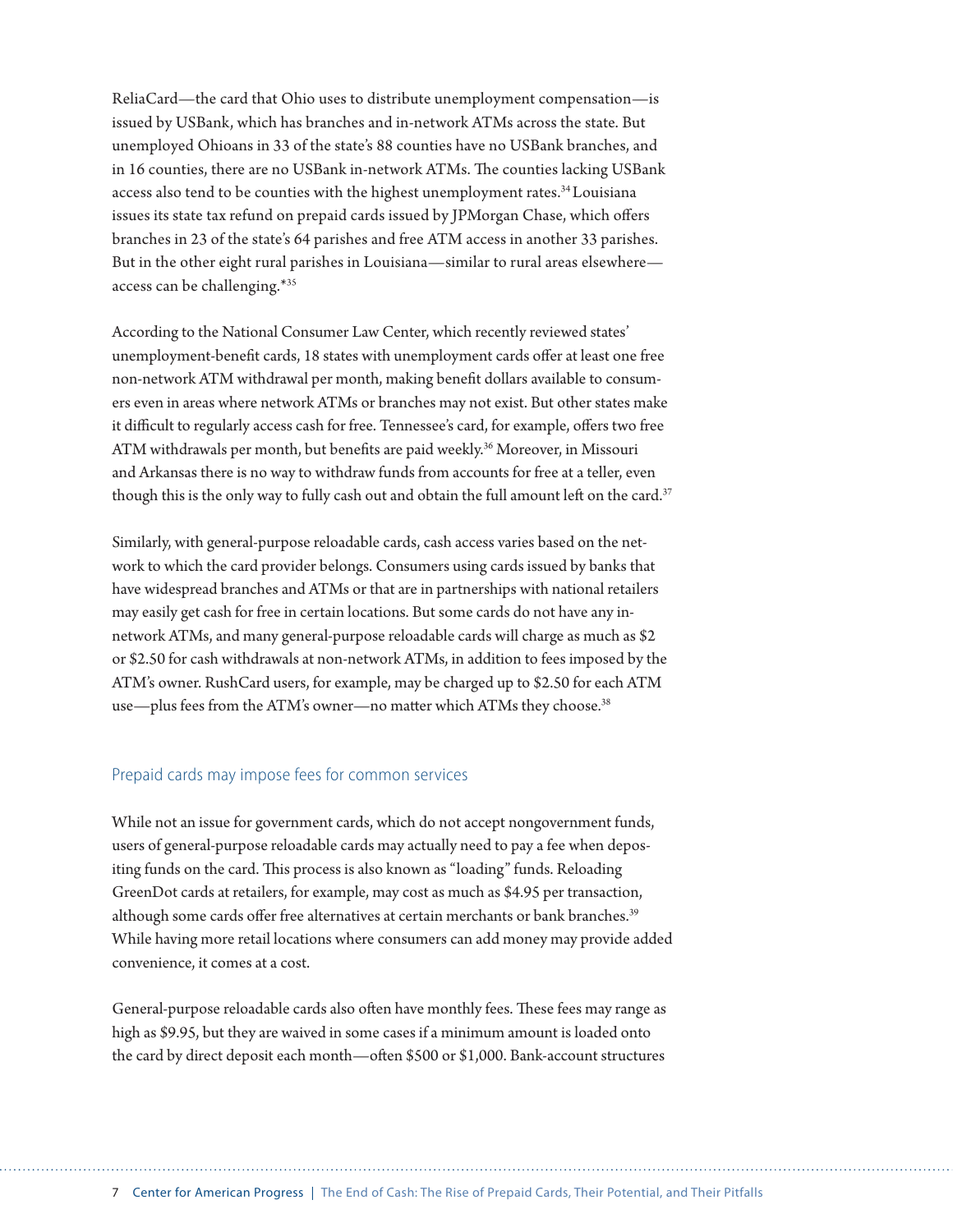ReliaCard—the card that Ohio uses to distribute unemployment compensation—is issued by USBank, which has branches and in-network ATMs across the state. But unemployed Ohioans in 33 of the state's 88 counties have no USBank branches, and in 16 counties, there are no USBank in-network ATMs. The counties lacking USBank access also tend to be counties with the highest unemployment rates.[34] Louisiana issues its state tax refund on prepaid cards issued by JPMorgan Chase, which offers branches in 23 of the state's 64 parishes and free ATM access in another 33 parishes. But in the other eight rural parishes in Louisiana—similar to rural areas elsewhere—access can be challenging.*[35]

According to the National Consumer Law Center, which recently reviewed states' unemployment-benefit cards, 18 states with unemployment cards offer at least one free non-network ATM withdrawal per month, making benefit dollars available to consumers even in areas where network ATMs or branches may not exist. But other states make it difficult to regularly access cash for free. Tennessee's card, for example, offers two free ATM withdrawals per month, but benefits are paid weekly.[36] Moreover, in Missouri and Arkansas there is no way to withdraw funds from accounts for free at a teller, even though this is the only way to fully cash out and obtain the full amount left on the card.[37]

Similarly, with general-purpose reloadable cards, cash access varies based on the network to which the card provider belongs. Consumers using cards issued by banks that have widespread branches and ATMs or that are in partnerships with national retailers may easily get cash for free in certain locations. But some cards do not have any in-network ATMs, and many general-purpose reloadable cards will charge as much as $2 or $2.50 for cash withdrawals at non-network ATMs, in addition to fees imposed by the ATM's owner. RushCard users, for example, may be charged up to $2.50 for each ATM use—plus fees from the ATM's owner—no matter which ATMs they choose.[38]

## Prepaid cards may impose fees for common services

While not an issue for government cards, which do not accept nongovernment funds, users of general-purpose reloadable cards may actually need to pay a fee when depositing funds on the card. This process is also known as "loading" funds. Reloading GreenDot cards at retailers, for example, may cost as much as $4.95 per transaction, although some cards offer free alternatives at certain merchants or bank branches.[39] While having more retail locations where consumers can add money may provide added convenience, it comes at a cost.

General-purpose reloadable cards also often have monthly fees. These fees may range as high as $9.95, but they are waived in some cases if a minimum amount is loaded onto the card by direct deposit each month—often $500 or $1,000. Bank-account structures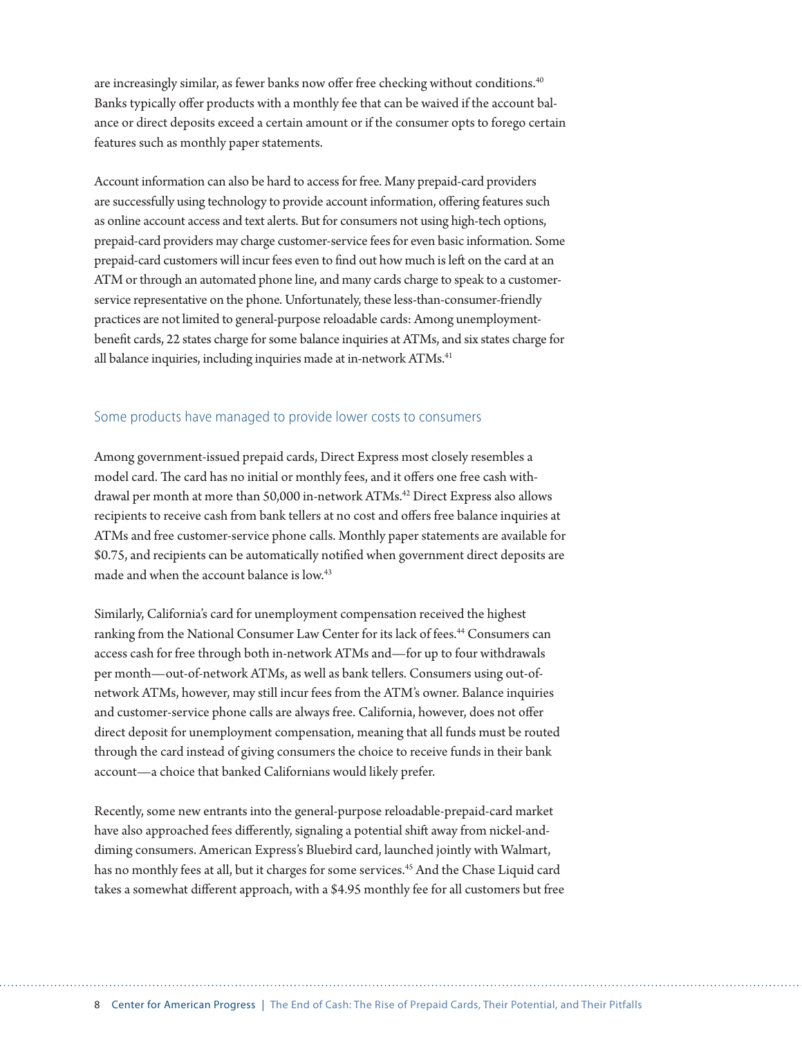are increasingly similar, as fewer banks now offer free checking without conditions.[40] Banks typically offer products with a monthly fee that can be waived if the account balance or direct deposits exceed a certain amount or if the consumer opts to forego certain features such as monthly paper statements.

Account information can also be hard to access for free. Many prepaid-card providers are successfully using technology to provide account information, offering features such as online account access and text alerts. But for consumers not using high-tech options, prepaid-card providers may charge customer-service fees for even basic information. Some prepaid-card customers will incur fees even to find out how much is left on the card at an ATM or through an automated phone line, and many cards charge to speak to a customer-service representative on the phone. Unfortunately, these less-than-consumer-friendly practices are not limited to general-purpose reloadable cards: Among unemployment-benefit cards, 22 states charge for some balance inquiries at ATMs, and six states charge for all balance inquiries, including inquiries made at in-network ATMs.[41]

## Some products have managed to provide lower costs to consumers

Among government-issued prepaid cards, Direct Express most closely resembles a model card. The card has no initial or monthly fees, and it offers one free cash withdrawal per month at more than 50,000 in-network ATMs.[42] Direct Express also allows recipients to receive cash from bank tellers at no cost and offers free balance inquiries at ATMs and free customer-service phone calls. Monthly paper statements are available for $0.75, and recipients can be automatically notified when government direct deposits are made and when the account balance is low.[43]

Similarly, California's card for unemployment compensation received the highest ranking from the National Consumer Law Center for its lack of fees.[44] Consumers can access cash for free through both in-network ATMs and—for up to four withdrawals per month—out-of-network ATMs, as well as bank tellers. Consumers using out-of-network ATMs, however, may still incur fees from the ATM's owner. Balance inquiries and customer-service phone calls are always free. California, however, does not offer direct deposit for unemployment compensation, meaning that all funds must be routed through the card instead of giving consumers the choice to receive funds in their bank account—a choice that banked Californians would likely prefer.

Recently, some new entrants into the general-purpose reloadable-prepaid-card market have also approached fees differently, signaling a potential shift away from nickel-and-diming consumers. American Express's Bluebird card, launched jointly with Walmart, has no monthly fees at all, but it charges for some services.[45] And the Chase Liquid card takes a somewhat different approach, with a $4.95 monthly fee for all customers but free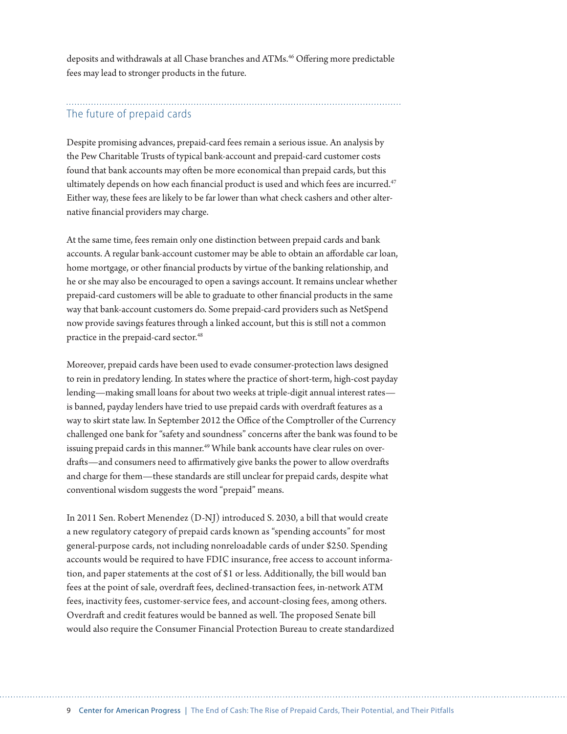deposits and withdrawals at all Chase branches and ATMs.[46] Offering more predictable fees may lead to stronger products in the future.

## The future of prepaid cards

Despite promising advances, prepaid-card fees remain a serious issue. An analysis by the Pew Charitable Trusts of typical bank-account and prepaid-card customer costs found that bank accounts may often be more economical than prepaid cards, but this ultimately depends on how each financial product is used and which fees are incurred.[47] Either way, these fees are likely to be far lower than what check cashers and other alternative financial providers may charge.

At the same time, fees remain only one distinction between prepaid cards and bank accounts. A regular bank-account customer may be able to obtain an affordable car loan, home mortgage, or other financial products by virtue of the banking relationship, and he or she may also be encouraged to open a savings account. It remains unclear whether prepaid-card customers will be able to graduate to other financial products in the same way that bank-account customers do. Some prepaid-card providers such as NetSpend now provide savings features through a linked account, but this is still not a common practice in the prepaid-card sector.[48]

Moreover, prepaid cards have been used to evade consumer-protection laws designed to rein in predatory lending. In states where the practice of short-term, high-cost payday lending—making small loans for about two weeks at triple-digit annual interest rates—is banned, payday lenders have tried to use prepaid cards with overdraft features as a way to skirt state law. In September 2012 the Office of the Comptroller of the Currency challenged one bank for "safety and soundness" concerns after the bank was found to be issuing prepaid cards in this manner.[49] While bank accounts have clear rules on overdrafts—and consumers need to affirmatively give banks the power to allow overdrafts and charge for them—these standards are still unclear for prepaid cards, despite what conventional wisdom suggests the word "prepaid" means.

In 2011 Sen. Robert Menendez (D-NJ) introduced S. 2030, a bill that would create a new regulatory category of prepaid cards known as "spending accounts" for most general-purpose cards, not including nonreloadable cards of under $250. Spending accounts would be required to have FDIC insurance, free access to account information, and paper statements at the cost of $1 or less. Additionally, the bill would ban fees at the point of sale, overdraft fees, declined-transaction fees, in-network ATM fees, inactivity fees, customer-service fees, and account-closing fees, among others. Overdraft and credit features would be banned as well. The proposed Senate bill would also require the Consumer Financial Protection Bureau to create standardized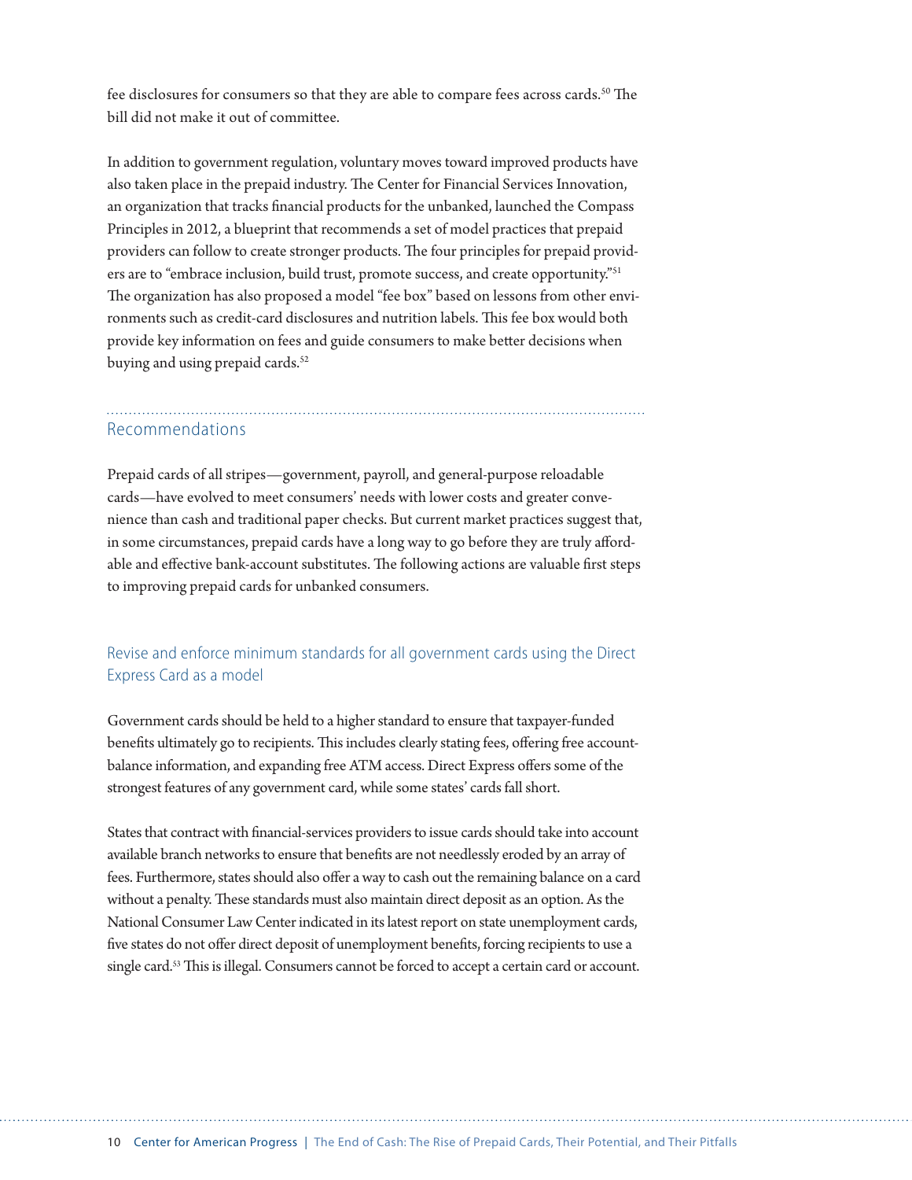fee disclosures for consumers so that they are able to compare fees across cards.[50] The bill did not make it out of committee.

In addition to government regulation, voluntary moves toward improved products have also taken place in the prepaid industry. The Center for Financial Services Innovation, an organization that tracks financial products for the unbanked, launched the Compass Principles in 2012, a blueprint that recommends a set of model practices that prepaid providers can follow to create stronger products. The four principles for prepaid providers are to "embrace inclusion, build trust, promote success, and create opportunity."[51] The organization has also proposed a model "fee box" based on lessons from other environments such as credit-card disclosures and nutrition labels. This fee box would both provide key information on fees and guide consumers to make better decisions when buying and using prepaid cards.[52]

## Recommendations

Prepaid cards of all stripes—government, payroll, and general-purpose reloadable cards—have evolved to meet consumers' needs with lower costs and greater convenience than cash and traditional paper checks. But current market practices suggest that, in some circumstances, prepaid cards have a long way to go before they are truly affordable and effective bank-account substitutes. The following actions are valuable first steps to improving prepaid cards for unbanked consumers.

### Revise and enforce minimum standards for all government cards using the Direct Express Card as a model

Government cards should be held to a higher standard to ensure that taxpayer-funded benefits ultimately go to recipients. This includes clearly stating fees, offering free account-balance information, and expanding free ATM access. Direct Express offers some of the strongest features of any government card, while some states' cards fall short.

States that contract with financial-services providers to issue cards should take into account available branch networks to ensure that benefits are not needlessly eroded by an array of fees. Furthermore, states should also offer a way to cash out the remaining balance on a card without a penalty. These standards must also maintain direct deposit as an option. As the National Consumer Law Center indicated in its latest report on state unemployment cards, five states do not offer direct deposit of unemployment benefits, forcing recipients to use a single card.[53] This is illegal. Consumers cannot be forced to accept a certain card or account.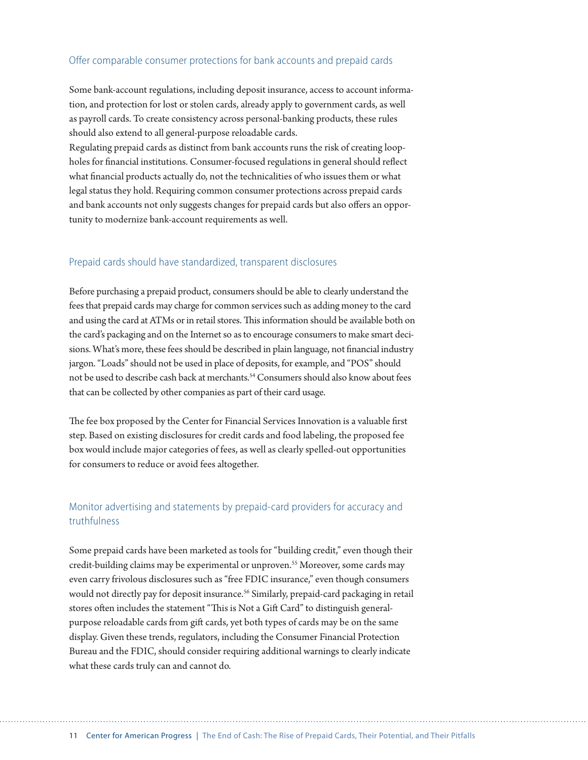## Offer comparable consumer protections for bank accounts and prepaid cards

Some bank-account regulations, including deposit insurance, access to account information, and protection for lost or stolen cards, already apply to government cards, as well as payroll cards. To create consistency across personal-banking products, these rules should also extend to all general-purpose reloadable cards.

Regulating prepaid cards as distinct from bank accounts runs the risk of creating loopholes for financial institutions. Consumer-focused regulations in general should reflect what financial products actually do, not the technicalities of who issues them or what legal status they hold. Requiring common consumer protections across prepaid cards and bank accounts not only suggests changes for prepaid cards but also offers an opportunity to modernize bank-account requirements as well.

## Prepaid cards should have standardized, transparent disclosures

Before purchasing a prepaid product, consumers should be able to clearly understand the fees that prepaid cards may charge for common services such as adding money to the card and using the card at ATMs or in retail stores. This information should be available both on the card's packaging and on the Internet so as to encourage consumers to make smart decisions. What's more, these fees should be described in plain language, not financial industry jargon. "Loads" should not be used in place of deposits, for example, and "POS" should not be used to describe cash back at merchants.[54] Consumers should also know about fees that can be collected by other companies as part of their card usage.

The fee box proposed by the Center for Financial Services Innovation is a valuable first step. Based on existing disclosures for credit cards and food labeling, the proposed fee box would include major categories of fees, as well as clearly spelled-out opportunities for consumers to reduce or avoid fees altogether.

## Monitor advertising and statements by prepaid-card providers for accuracy and truthfulness

Some prepaid cards have been marketed as tools for "building credit," even though their credit-building claims may be experimental or unproven.[55] Moreover, some cards may even carry frivolous disclosures such as "free FDIC insurance," even though consumers would not directly pay for deposit insurance.[56] Similarly, prepaid-card packaging in retail stores often includes the statement "This is Not a Gift Card" to distinguish general-purpose reloadable cards from gift cards, yet both types of cards may be on the same display. Given these trends, regulators, including the Consumer Financial Protection Bureau and the FDIC, should consider requiring additional warnings to clearly indicate what these cards truly can and cannot do.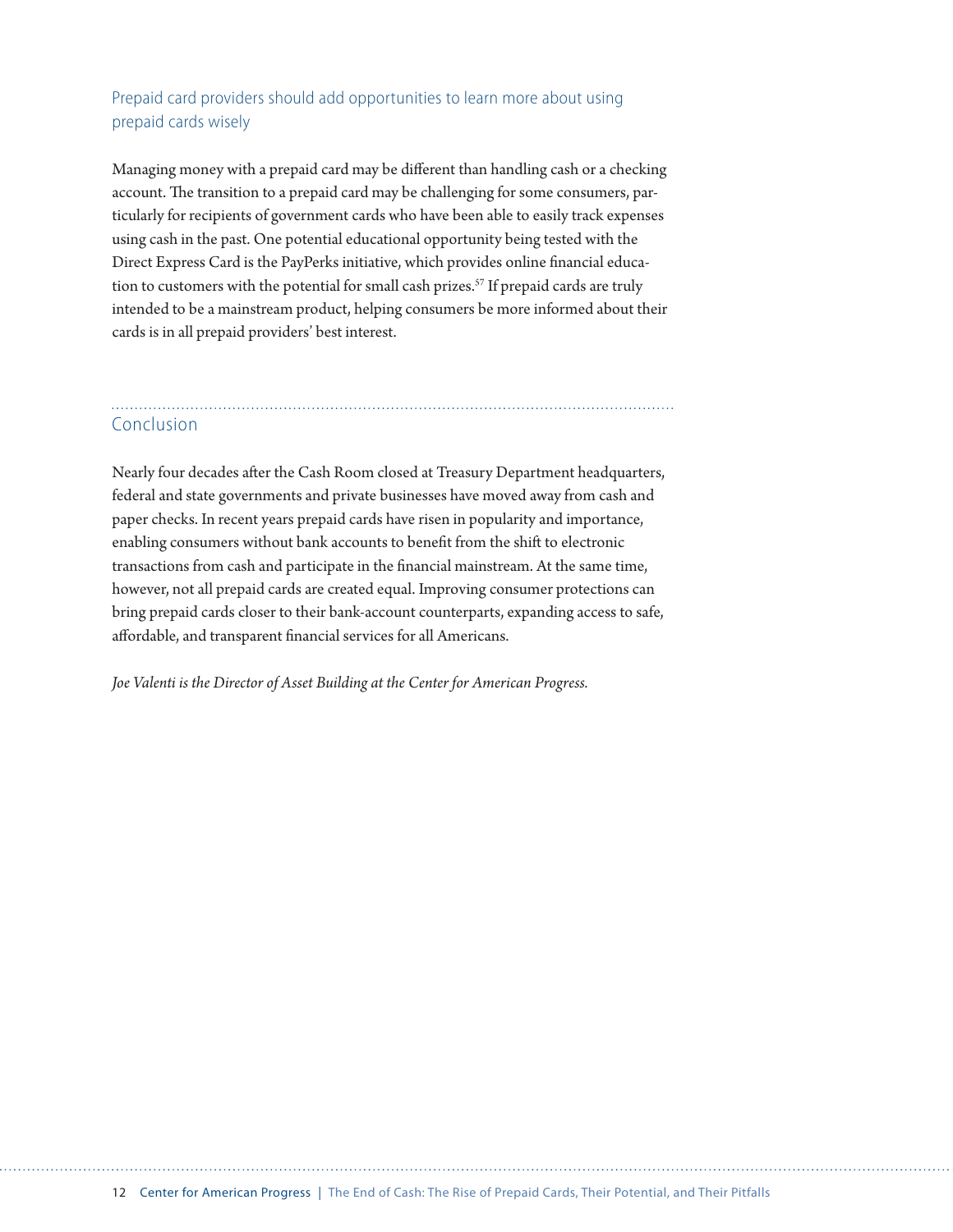### Prepaid card providers should add opportunities to learn more about using prepaid cards wisely

Managing money with a prepaid card may be different than handling cash or a checking account. The transition to a prepaid card may be challenging for some consumers, particularly for recipients of government cards who have been able to easily track expenses using cash in the past. One potential educational opportunity being tested with the Direct Express Card is the PayPerks initiative, which provides online financial education to customers with the potential for small cash prizes.[57] If prepaid cards are truly intended to be a mainstream product, helping consumers be more informed about their cards is in all prepaid providers' best interest.

## Conclusion

Nearly four decades after the Cash Room closed at Treasury Department headquarters, federal and state governments and private businesses have moved away from cash and paper checks. In recent years prepaid cards have risen in popularity and importance, enabling consumers without bank accounts to benefit from the shift to electronic transactions from cash and participate in the financial mainstream. At the same time, however, not all prepaid cards are created equal. Improving consumer protections can bring prepaid cards closer to their bank-account counterparts, expanding access to safe, affordable, and transparent financial services for all Americans.

*Joe Valenti is the Director of Asset Building at the Center for American Progress.*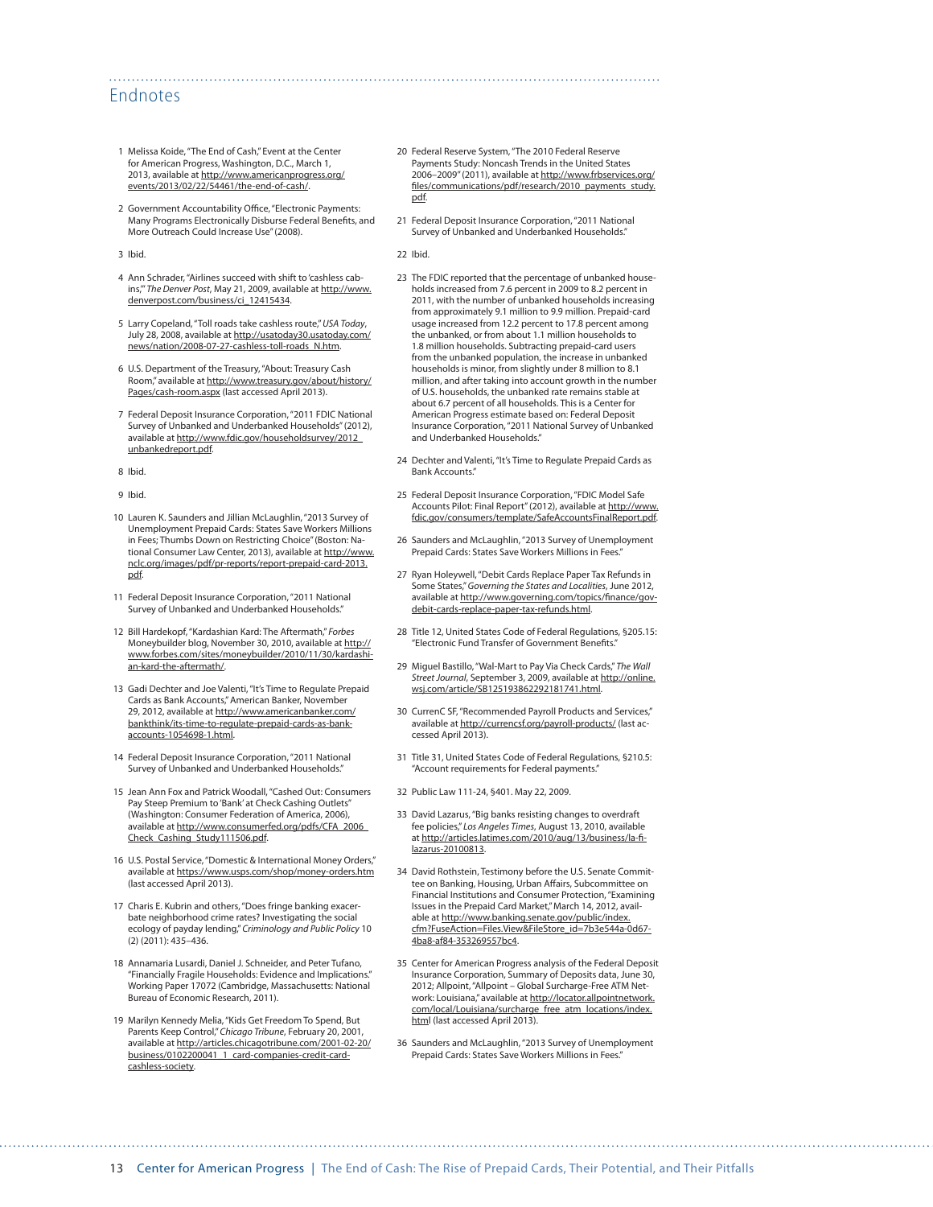## Endnotes

1. Melissa Koide, "The End of Cash," Event at the Center for American Progress, Washington, D.C., March 1, 2013, available at http://www.americanprogress.org/events/2013/02/22/54461/the-end-of-cash/.

2. Government Accountability Office, "Electronic Payments: Many Programs Electronically Disburse Federal Benefits, and More Outreach Could Increase Use" (2008).

3. Ibid.

4. Ann Schrader, "Airlines succeed with shift to 'cashless cabins,'" *The Denver Post*, May 21, 2009, available at http://www.denverpost.com/business/ci_12415434.

5. Larry Copeland, "Toll roads take cashless route," *USA Today*, July 28, 2008, available at http://usatoday30.usatoday.com/news/nation/2008-07-27-cashless-toll-roads_N.htm.

6. U.S. Department of the Treasury, "About: Treasury Cash Room," available at http://www.treasury.gov/about/history/Pages/cash-room.aspx (last accessed April 2013).

7. Federal Deposit Insurance Corporation, "2011 FDIC National Survey of Unbanked and Underbanked Households" (2012), available at http://www.fdic.gov/householdsurvey/2012_unbankedreport.pdf.

8. Ibid.

9. Ibid.

10. Lauren K. Saunders and Jillian McLaughlin, "2013 Survey of Unemployment Prepaid Cards: States Save Workers Millions in Fees; Thumbs Down on Restricting Choice" (Boston: National Consumer Law Center, 2013), available at http://www.nclc.org/images/pdf/pr-reports/report-prepaid-card-2013.pdf.

11. Federal Deposit Insurance Corporation, "2011 National Survey of Unbanked and Underbanked Households."

12. Bill Hardekopf, "Kardashian Kard: The Aftermath," *Forbes* Moneybuilder blog, November 30, 2010, available at http://www.forbes.com/sites/moneybuilder/2010/11/30/kardashian-kard-the-aftermath/.

13. Gadi Dechter and Joe Valenti, "It's Time to Regulate Prepaid Cards as Bank Accounts," American Banker, November 29, 2012, available at http://www.americanbanker.com/bankthink/its-time-to-regulate-prepaid-cards-as-bank-accounts-1054698-1.html.

14. Federal Deposit Insurance Corporation, "2011 National Survey of Unbanked and Underbanked Households."

15. Jean Ann Fox and Patrick Woodall, "Cashed Out: Consumers Pay Steep Premium to 'Bank' at Check Cashing Outlets" (Washington: Consumer Federation of America, 2006), available at http://www.consumerfed.org/pdfs/CFA_2006_Check_Cashing_Study111506.pdf.

16. U.S. Postal Service, "Domestic & International Money Orders," available at https://www.usps.com/shop/money-orders.htm (last accessed April 2013).

17. Charis E. Kubrin and others, "Does fringe banking exacerbate neighborhood crime rates? Investigating the social ecology of payday lending," *Criminology and Public Policy* 10 (2) (2011): 435–436.

18. Annamaria Lusardi, Daniel J. Schneider, and Peter Tufano, "Financially Fragile Households: Evidence and Implications." Working Paper 17072 (Cambridge, Massachusetts: National Bureau of Economic Research, 2011).

19. Marilyn Kennedy Melia, "Kids Get Freedom To Spend, But Parents Keep Control," *Chicago Tribune*, February 20, 2001, available at http://articles.chicagotribune.com/2001-02-20/business/0102200041_1_card-companies-credit-card-cashless-society.

20. Federal Reserve System, "The 2010 Federal Reserve Payments Study: Noncash Trends in the United States 2006–2009" (2011), available at http://www.frbservices.org/files/communications/pdf/research/2010_payments_study.pdf.

21. Federal Deposit Insurance Corporation, "2011 National Survey of Unbanked and Underbanked Households."

22. Ibid.

23. The FDIC reported that the percentage of unbanked households increased from 7.6 percent in 2009 to 8.2 percent in 2011, with the number of unbanked households increasing from approximately 9.1 million to 9.9 million. Prepaid-card usage increased from 12.2 percent to 17.8 percent among the unbanked, or from about 1.1 million households to 1.8 million households. Subtracting prepaid-card users from the unbanked population, the increase in unbanked households is minor, from slightly under 8 million to 8.1 million, and after taking into account growth in the number of U.S. households, the unbanked rate remains stable at about 6.7 percent of all households. This is a Center for American Progress estimate based on: Federal Deposit Insurance Corporation, "2011 National Survey of Unbanked and Underbanked Households."

24. Dechter and Valenti, "It's Time to Regulate Prepaid Cards as Bank Accounts."

25. Federal Deposit Insurance Corporation, "FDIC Model Safe Accounts Pilot: Final Report" (2012), available at http://www.fdic.gov/consumers/template/SafeAccountsFinalReport.pdf.

26. Saunders and McLaughlin, "2013 Survey of Unemployment Prepaid Cards: States Save Workers Millions in Fees."

27. Ryan Holeywell, "Debit Cards Replace Paper Tax Refunds in Some States," *Governing the States and Localities*, June 2012, available at http://www.governing.com/topics/finance/gov-debit-cards-replace-paper-tax-refunds.html.

28. Title 12, United States Code of Federal Regulations, §205.15: "Electronic Fund Transfer of Government Benefits."

29. Miguel Bastillo, "Wal-Mart to Pay Via Check Cards," *The Wall Street Journal*, September 3, 2009, available at http://online.wsj.com/article/SB125193862292181741.html.

30. CurrenC SF, "Recommended Payroll Products and Services," available at http://currencsf.org/payroll-products/ (last accessed April 2013).

31. Title 31, United States Code of Federal Regulations, §210.5: "Account requirements for Federal payments."

32. Public Law 111-24, §401. May 22, 2009.

33. David Lazarus, "Big banks resisting changes to overdraft fee policies," *Los Angeles Times*, August 13, 2010, available at http://articles.latimes.com/2010/aug/13/business/la-fi-lazarus-20100813.

34. David Rothstein, Testimony before the U.S. Senate Committee on Banking, Housing, Urban Affairs, Subcommittee on Financial Institutions and Consumer Protection, "Examining Issues in the Prepaid Card Market," March 14, 2012, available at http://www.banking.senate.gov/public/index.cfm?FuseAction=Files.View&FileStore_id=7b3e544a-0d67-4ba8-af84-353269557bc4.

35. Center for American Progress analysis of the Federal Deposit Insurance Corporation, Summary of Deposits data, June 30, 2012; Allpoint, "Allpoint – Global Surcharge-Free ATM Network: Louisiana," available at http://locator.allpointnetwork.com/local/Louisiana/surcharge_free_atm_locations/index.html (last accessed April 2013).

36. Saunders and McLaughlin, "2013 Survey of Unemployment Prepaid Cards: States Save Workers Millions in Fees."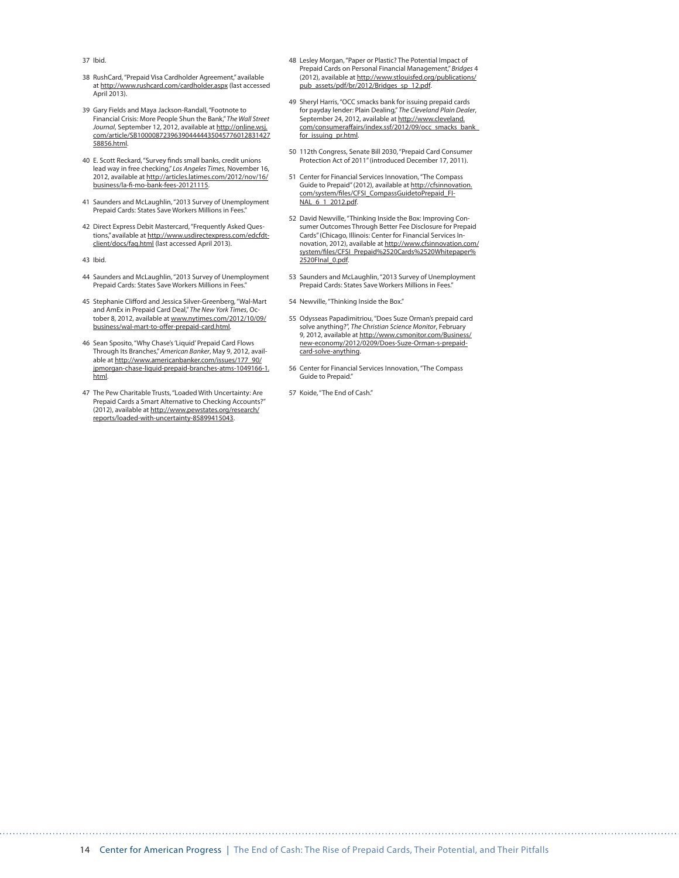37 Ibid.

38 RushCard, "Prepaid Visa Cardholder Agreement," available at http://www.rushcard.com/cardholder.aspx (last accessed April 2013).

39 Gary Fields and Maya Jackson-Randall, "Footnote to Financial Crisis: More People Shun the Bank," *The Wall Street Journal*, September 12, 2012, available at http://online.wsj.com/article/SB10000872396390444443504577601283142758856.html.

40 E. Scott Reckard, "Survey finds small banks, credit unions lead way in free checking," *Los Angeles Times*, November 16, 2012, available at http://articles.latimes.com/2012/nov/16/business/la-fi-mo-bank-fees-20121115.

41 Saunders and McLaughlin, "2013 Survey of Unemployment Prepaid Cards: States Save Workers Millions in Fees."

42 Direct Express Debit Mastercard, "Frequently Asked Questions," available at http://www.usdirectexpress.com/edcfdtclient/docs/faq.html (last accessed April 2013).

43 Ibid.

44 Saunders and McLaughlin, "2013 Survey of Unemployment Prepaid Cards: States Save Workers Millions in Fees."

45 Stephanie Clifford and Jessica Silver-Greenberg, "Wal-Mart and AmEx in Prepaid Card Deal," *The New York Times*, October 8, 2012, available at www.nytimes.com/2012/10/09/business/wal-mart-to-offer-prepaid-card.html.

46 Sean Sposito, "Why Chase's 'Liquid' Prepaid Card Flows Through Its Branches," *American Banker*, May 9, 2012, available at http://www.americanbanker.com/issues/177_90/jpmorgan-chase-liquid-prepaid-branches-atms-1049166-1.html.

47 The Pew Charitable Trusts, "Loaded With Uncertainty: Are Prepaid Cards a Smart Alternative to Checking Accounts?" (2012), available at http://www.pewstates.org/research/reports/loaded-with-uncertainty-85899415043.

48 Lesley Morgan, "Paper or Plastic? The Potential Impact of Prepaid Cards on Personal Financial Management," *Bridges* 4 (2012), available at http://www.stlouisfed.org/publications/pub_assets/pdf/br/2012/Bridges_sp_12.pdf.

49 Sheryl Harris, "OCC smacks bank for issuing prepaid cards for payday lender: Plain Dealing," *The Cleveland Plain Dealer*, September 24, 2012, available at http://www.cleveland.com/consumeraffairs/index.ssf/2012/09/occ_smacks_bank_for_issuing_pr.html.

50 112th Congress, Senate Bill 2030, "Prepaid Card Consumer Protection Act of 2011" (introduced December 17, 2011).

51 Center for Financial Services Innovation, "The Compass Guide to Prepaid" (2012), available at http://cfsinnovation.com/system/files/CFSI_CompassGuidetoPrepaid_FINAL_6_1_2012.pdf.

52 David Newville, "Thinking Inside the Box: Improving Consumer Outcomes Through Better Fee Disclosure for Prepaid Cards" (Chicago, Illinois: Center for Financial Services Innovation, 2012), available at http://www.cfsinnovation.com/system/files/CFSI_Prepaid%2520Cards%2520Whitepaper%2520FInal_0.pdf.

53 Saunders and McLaughlin, "2013 Survey of Unemployment Prepaid Cards: States Save Workers Millions in Fees."

54 Newville, "Thinking Inside the Box."

55 Odysseas Papadimitriou, "Does Suze Orman's prepaid card solve anything?", *The Christian Science Monitor*, February 9, 2012, available at http://www.csmonitor.com/Business/new-economy/2012/0209/Does-Suze-Orman-s-prepaid-card-solve-anything.

56 Center for Financial Services Innovation, "The Compass Guide to Prepaid."

57 Koide, "The End of Cash."